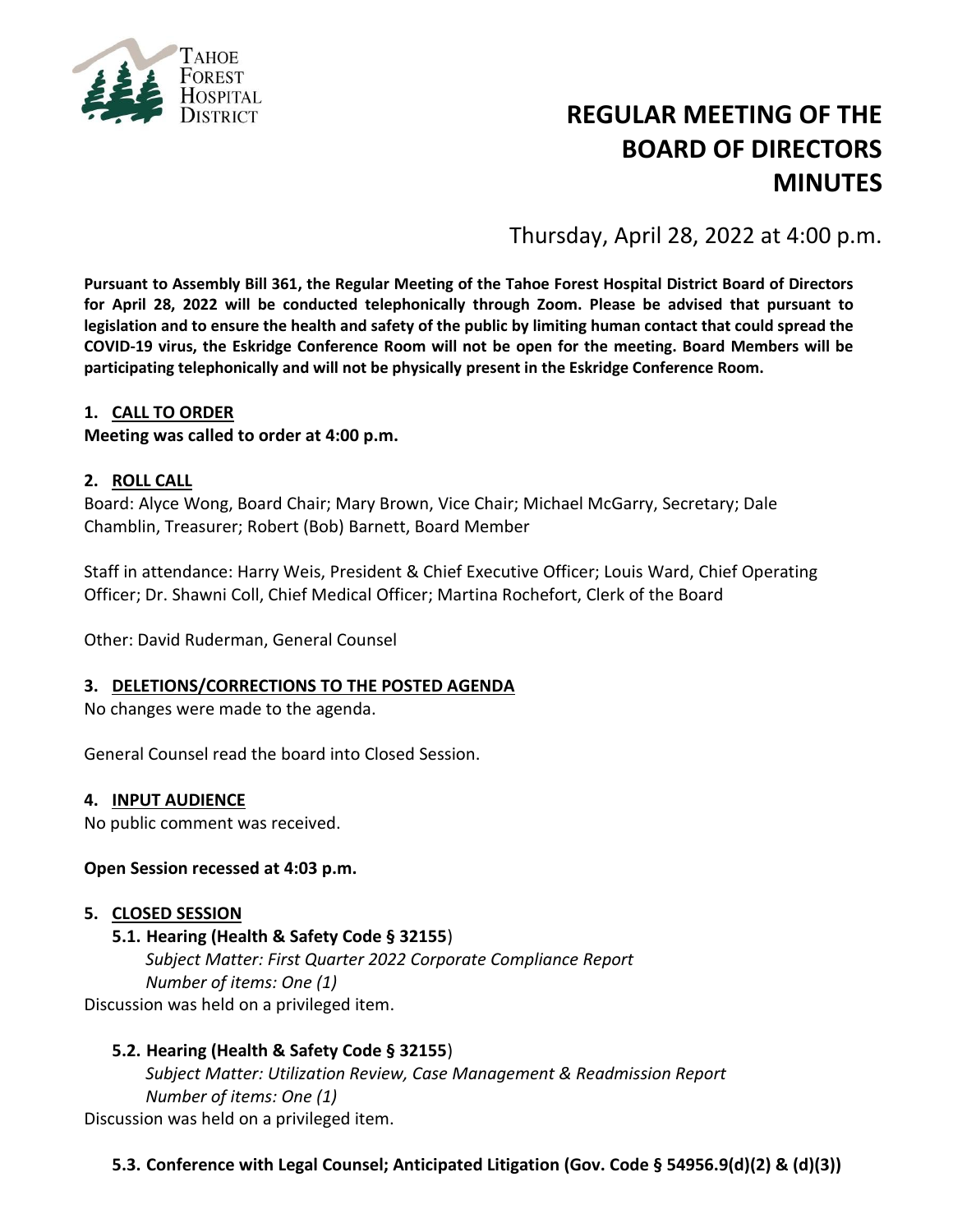Tahoe Forest Hospital District

# REGULAR MEETING OF THE BOARD OF DIRECTORS MINUTES

Thursday, April 28, 2022 at 4:00 p.m.

**Pursuant to Assembly Bill 361, the Regular Meeting of the Tahoe Forest Hospital District Board of Directors for April 28, 2022 will be conducted telephonically through Zoom. Please be advised that pursuant to legislation and to ensure the health and safety of the public by limiting human contact that could spread the COVID-19 virus, the Eskridge Conference Room will not be open for the meeting. Board Members will be participating telephonically and will not be physically present in the Eskridge Conference Room.**

## 1. CALL TO ORDER

**Meeting was called to order at 4:00 p.m.**

## 2. ROLL CALL

Board: Alyce Wong, Board Chair; Mary Brown, Vice Chair; Michael McGarry, Secretary; Dale Chamblin, Treasurer; Robert (Bob) Barnett, Board Member

Staff in attendance: Harry Weis, President & Chief Executive Officer; Louis Ward, Chief Operating Officer; Dr. Shawni Coll, Chief Medical Officer; Martina Rochefort, Clerk of the Board

Other: David Ruderman, General Counsel

## 3. DELETIONS/CORRECTIONS TO THE POSTED AGENDA

No changes were made to the agenda.

General Counsel read the board into Closed Session.

## 4. INPUT AUDIENCE

No public comment was received.

**Open Session recessed at 4:03 p.m.**

## 5. CLOSED SESSION

### 5.1. Hearing (Health & Safety Code § 32155)

*Subject Matter: First Quarter 2022 Corporate Compliance Report*
*Number of items: One (1)*

Discussion was held on a privileged item.

### 5.2. Hearing (Health & Safety Code § 32155)

*Subject Matter: Utilization Review, Case Management & Readmission Report*
*Number of items: One (1)*

Discussion was held on a privileged item.

### 5.3. Conference with Legal Counsel; Anticipated Litigation (Gov. Code § 54956.9(d)(2) & (d)(3))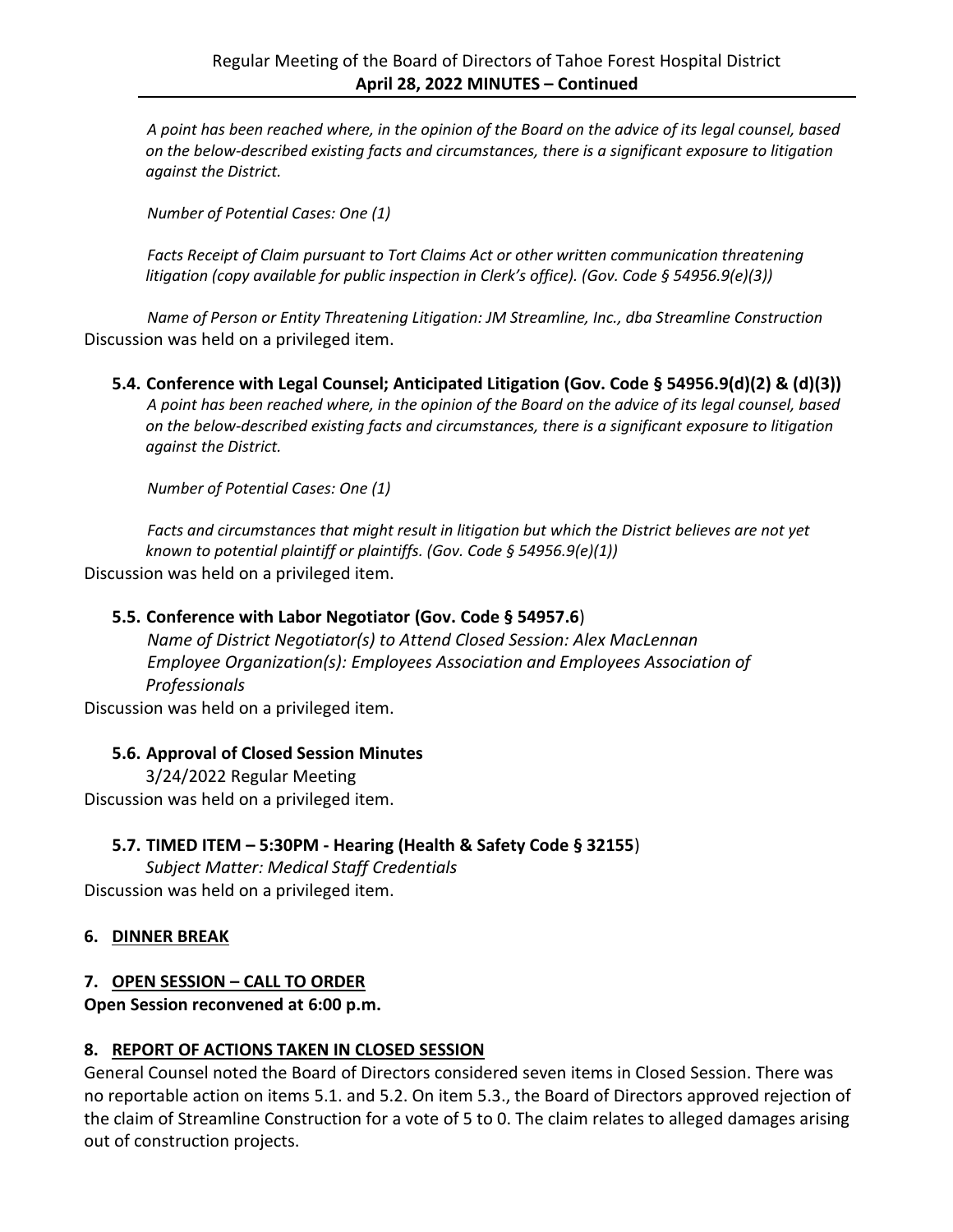*A point has been reached where, in the opinion of the Board on the advice of its legal counsel, based on the below-described existing facts and circumstances, there is a significant exposure to litigation against the District.*

*Number of Potential Cases: One (1)*

*Facts Receipt of Claim pursuant to Tort Claims Act or other written communication threatening litigation (copy available for public inspection in Clerk's office). (Gov. Code § 54956.9(e)(3))*

*Name of Person or Entity Threatening Litigation: JM Streamline, Inc., dba Streamline Construction*

Discussion was held on a privileged item.

**5.4. Conference with Legal Counsel; Anticipated Litigation (Gov. Code § 54956.9(d)(2) & (d)(3))**

*A point has been reached where, in the opinion of the Board on the advice of its legal counsel, based on the below-described existing facts and circumstances, there is a significant exposure to litigation against the District.*

*Number of Potential Cases: One (1)*

*Facts and circumstances that might result in litigation but which the District believes are not yet known to potential plaintiff or plaintiffs. (Gov. Code § 54956.9(e)(1))*

Discussion was held on a privileged item.

**5.5. Conference with Labor Negotiator (Gov. Code § 54957.6)**

*Name of District Negotiator(s) to Attend Closed Session: Alex MacLennan*
*Employee Organization(s): Employees Association and Employees Association of Professionals*

Discussion was held on a privileged item.

**5.6. Approval of Closed Session Minutes**

3/24/2022 Regular Meeting

Discussion was held on a privileged item.

**5.7. TIMED ITEM – 5:30PM - Hearing (Health & Safety Code § 32155)**

*Subject Matter: Medical Staff Credentials*

Discussion was held on a privileged item.

## 6. DINNER BREAK

## 7. OPEN SESSION – CALL TO ORDER

**Open Session reconvened at 6:00 p.m.**

## 8. REPORT OF ACTIONS TAKEN IN CLOSED SESSION

General Counsel noted the Board of Directors considered seven items in Closed Session. There was no reportable action on items 5.1. and 5.2. On item 5.3., the Board of Directors approved rejection of the claim of Streamline Construction for a vote of 5 to 0. The claim relates to alleged damages arising out of construction projects.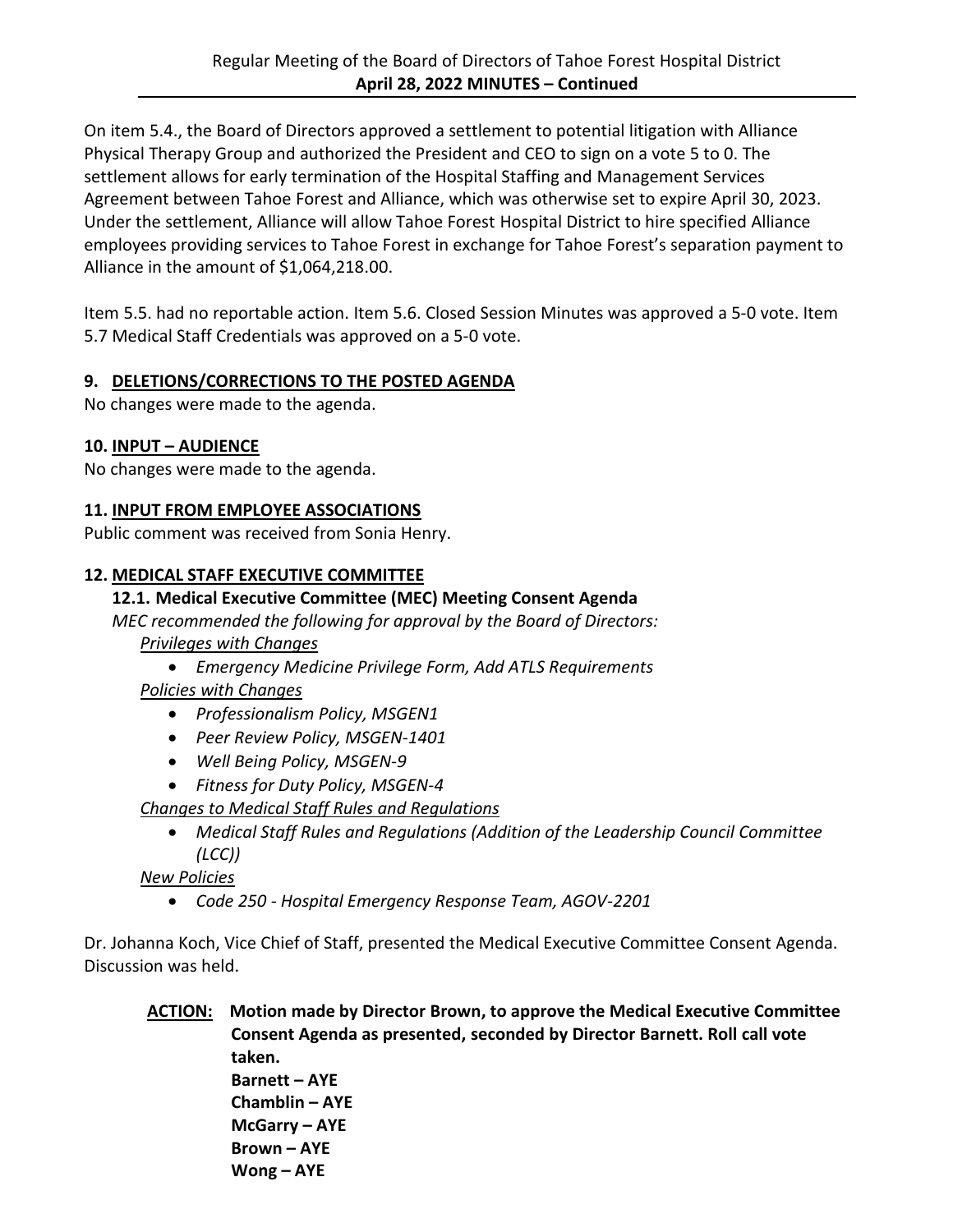On item 5.4., the Board of Directors approved a settlement to potential litigation with Alliance Physical Therapy Group and authorized the President and CEO to sign on a vote 5 to 0. The settlement allows for early termination of the Hospital Staffing and Management Services Agreement between Tahoe Forest and Alliance, which was otherwise set to expire April 30, 2023. Under the settlement, Alliance will allow Tahoe Forest Hospital District to hire specified Alliance employees providing services to Tahoe Forest in exchange for Tahoe Forest's separation payment to Alliance in the amount of $1,064,218.00.

Item 5.5. had no reportable action. Item 5.6. Closed Session Minutes was approved a 5-0 vote. Item 5.7 Medical Staff Credentials was approved on a 5-0 vote.

## 9. DELETIONS/CORRECTIONS TO THE POSTED AGENDA

No changes were made to the agenda.

## 10. INPUT – AUDIENCE

No changes were made to the agenda.

## 11. INPUT FROM EMPLOYEE ASSOCIATIONS

Public comment was received from Sonia Henry.

## 12. MEDICAL STAFF EXECUTIVE COMMITTEE

### 12.1. Medical Executive Committee (MEC) Meeting Consent Agenda

*MEC recommended the following for approval by the Board of Directors:*

*Privileges with Changes*

- *Emergency Medicine Privilege Form, Add ATLS Requirements*

*Policies with Changes*

- *Professionalism Policy, MSGEN1*
- *Peer Review Policy, MSGEN-1401*
- *Well Being Policy, MSGEN-9*
- *Fitness for Duty Policy, MSGEN-4*

*Changes to Medical Staff Rules and Regulations*

- *Medical Staff Rules and Regulations (Addition of the Leadership Council Committee (LCC))*

*New Policies*

- *Code 250 - Hospital Emergency Response Team, AGOV-2201*

Dr. Johanna Koch, Vice Chief of Staff, presented the Medical Executive Committee Consent Agenda. Discussion was held.

**ACTION: Motion made by Director Brown, to approve the Medical Executive Committee Consent Agenda as presented, seconded by Director Barnett. Roll call vote taken.**
**Barnett – AYE**
**Chamblin – AYE**
**McGarry – AYE**
**Brown – AYE**
**Wong – AYE**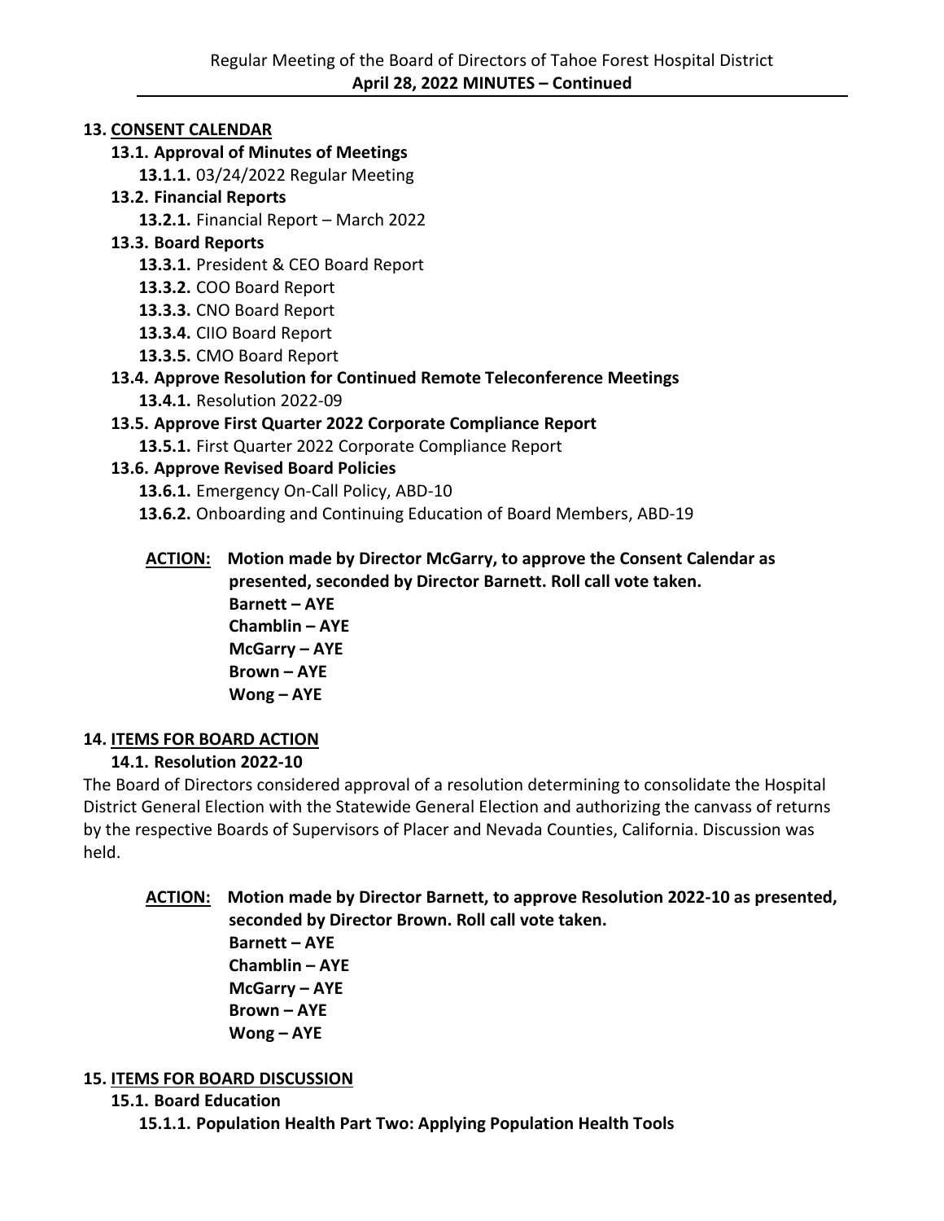**13. <u>CONSENT CALENDAR</u>**

**13.1. Approval of Minutes of Meetings**

**13.1.1.** 03/24/2022 Regular Meeting

**13.2. Financial Reports**

**13.2.1.** Financial Report – March 2022

**13.3. Board Reports**

**13.3.1.** President & CEO Board Report

**13.3.2.** COO Board Report

**13.3.3.** CNO Board Report

**13.3.4.** CIIO Board Report

**13.3.5.** CMO Board Report

**13.4. Approve Resolution for Continued Remote Teleconference Meetings**

**13.4.1.** Resolution 2022-09

**13.5. Approve First Quarter 2022 Corporate Compliance Report**

**13.5.1.** First Quarter 2022 Corporate Compliance Report

**13.6. Approve Revised Board Policies**

**13.6.1.** Emergency On-Call Policy, ABD-10

**13.6.2.** Onboarding and Continuing Education of Board Members, ABD-19

**<u>ACTION:</u> Motion made by Director McGarry, to approve the Consent Calendar as presented, seconded by Director Barnett. Roll call vote taken.**
**Barnett – AYE**
**Chamblin – AYE**
**McGarry – AYE**
**Brown – AYE**
**Wong – AYE**

**14. <u>ITEMS FOR BOARD ACTION</u>**

**14.1. Resolution 2022-10**

The Board of Directors considered approval of a resolution determining to consolidate the Hospital District General Election with the Statewide General Election and authorizing the canvass of returns by the respective Boards of Supervisors of Placer and Nevada Counties, California. Discussion was held.

**<u>ACTION:</u> Motion made by Director Barnett, to approve Resolution 2022-10 as presented, seconded by Director Brown. Roll call vote taken.**
**Barnett – AYE**
**Chamblin – AYE**
**McGarry – AYE**
**Brown – AYE**
**Wong – AYE**

**15. <u>ITEMS FOR BOARD DISCUSSION</u>**

**15.1. Board Education**

**15.1.1. Population Health Part Two: Applying Population Health Tools**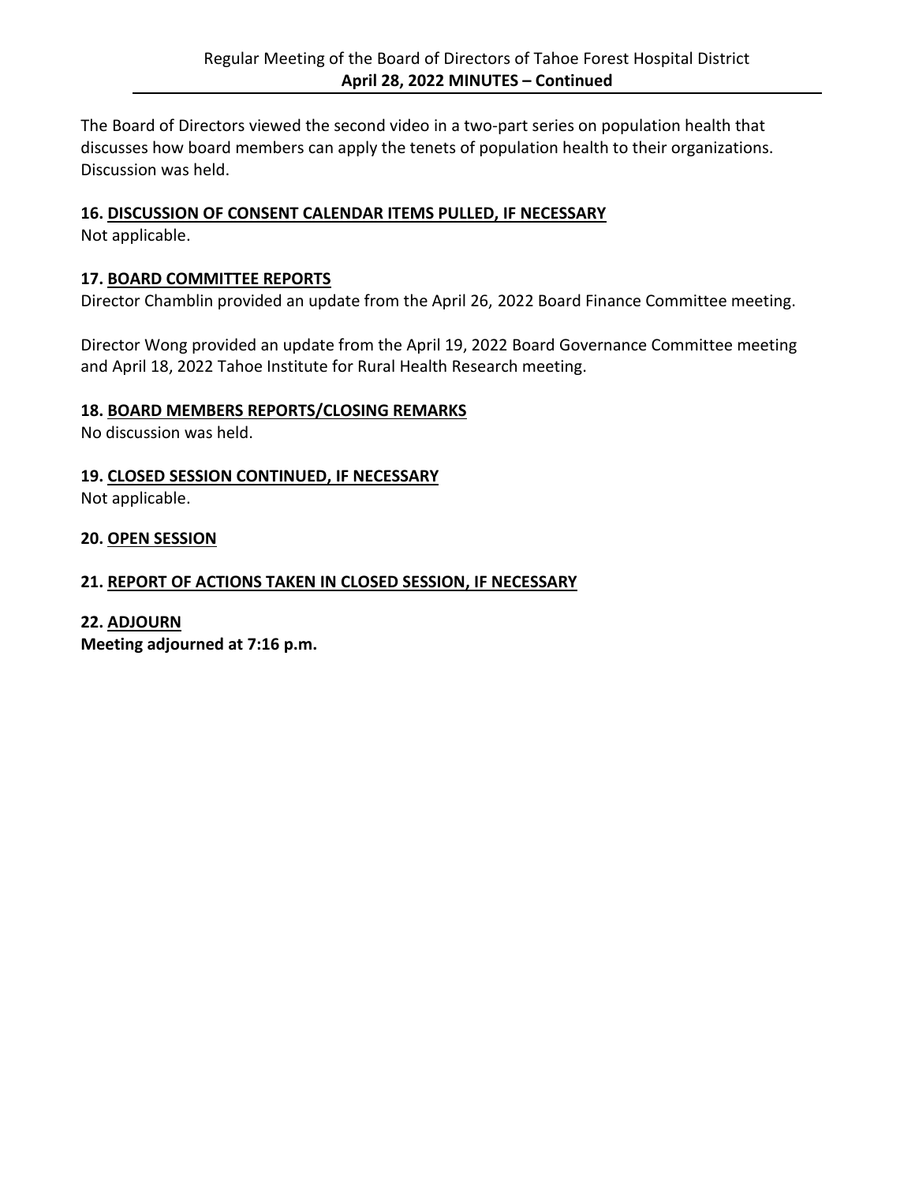The Board of Directors viewed the second video in a two-part series on population health that discusses how board members can apply the tenets of population health to their organizations. Discussion was held.

### 16. DISCUSSION OF CONSENT CALENDAR ITEMS PULLED, IF NECESSARY

Not applicable.

### 17. BOARD COMMITTEE REPORTS

Director Chamblin provided an update from the April 26, 2022 Board Finance Committee meeting.

Director Wong provided an update from the April 19, 2022 Board Governance Committee meeting and April 18, 2022 Tahoe Institute for Rural Health Research meeting.

### 18. BOARD MEMBERS REPORTS/CLOSING REMARKS

No discussion was held.

### 19. CLOSED SESSION CONTINUED, IF NECESSARY

Not applicable.

### 20. OPEN SESSION

### 21. REPORT OF ACTIONS TAKEN IN CLOSED SESSION, IF NECESSARY

### 22. ADJOURN

**Meeting adjourned at 7:16 p.m.**